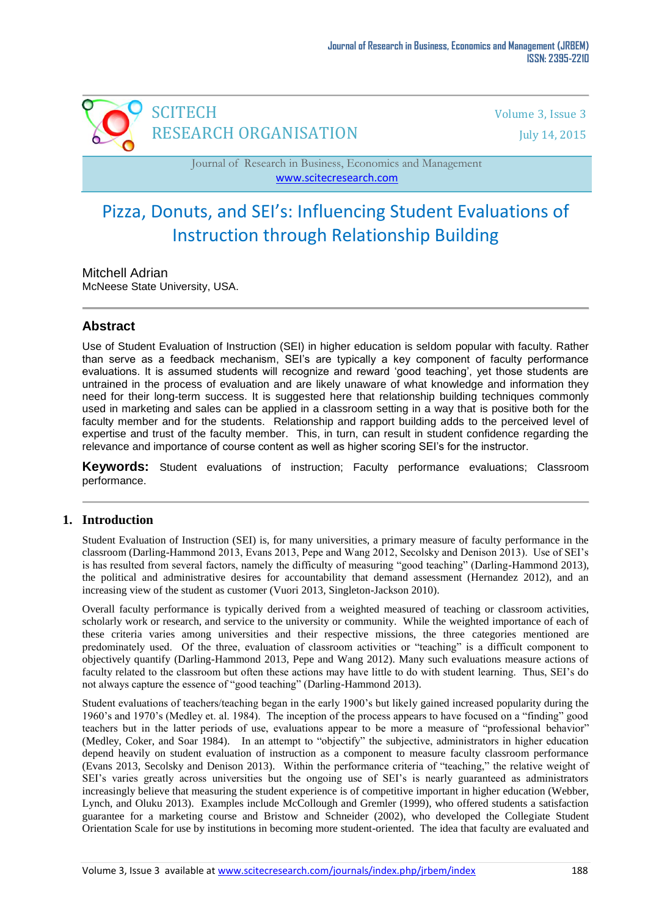# Pizza, Donuts, and SEI's: Influencing Student Evaluations of Instruction through Relationship Building

Mitchell Adrian
McNeese State University, USA.

## Abstract

Use of Student Evaluation of Instruction (SEI) in higher education is seldom popular with faculty. Rather than serve as a feedback mechanism, SEI's are typically a key component of faculty performance evaluations. It is assumed students will recognize and reward 'good teaching', yet those students are untrained in the process of evaluation and are likely unaware of what knowledge and information they need for their long-term success. It is suggested here that relationship building techniques commonly used in marketing and sales can be applied in a classroom setting in a way that is positive both for the faculty member and for the students. Relationship and rapport building adds to the perceived level of expertise and trust of the faculty member. This, in turn, can result in student confidence regarding the relevance and importance of course content as well as higher scoring SEI's for the instructor.

**Keywords:** Student evaluations of instruction; Faculty performance evaluations; Classroom performance.

## 1. Introduction

Student Evaluation of Instruction (SEI) is, for many universities, a primary measure of faculty performance in the classroom (Darling-Hammond 2013, Evans 2013, Pepe and Wang 2012, Secolsky and Denison 2013). Use of SEI's is has resulted from several factors, namely the difficulty of measuring "good teaching" (Darling-Hammond 2013), the political and administrative desires for accountability that demand assessment (Hernandez 2012), and an increasing view of the student as customer (Vuori 2013, Singleton-Jackson 2010).

Overall faculty performance is typically derived from a weighted measured of teaching or classroom activities, scholarly work or research, and service to the university or community. While the weighted importance of each of these criteria varies among universities and their respective missions, the three categories mentioned are predominately used. Of the three, evaluation of classroom activities or "teaching" is a difficult component to objectively quantify (Darling-Hammond 2013, Pepe and Wang 2012). Many such evaluations measure actions of faculty related to the classroom but often these actions may have little to do with student learning. Thus, SEI's do not always capture the essence of "good teaching" (Darling-Hammond 2013).

Student evaluations of teachers/teaching began in the early 1900's but likely gained increased popularity during the 1960's and 1970's (Medley et. al. 1984). The inception of the process appears to have focused on a "finding" good teachers but in the latter periods of use, evaluations appear to be more a measure of "professional behavior" (Medley, Coker, and Soar 1984). In an attempt to "objectify" the subjective, administrators in higher education depend heavily on student evaluation of instruction as a component to measure faculty classroom performance (Evans 2013, Secolsky and Denison 2013). Within the performance criteria of "teaching," the relative weight of SEI's varies greatly across universities but the ongoing use of SEI's is nearly guaranteed as administrators increasingly believe that measuring the student experience is of competitive important in higher education (Webber, Lynch, and Oluku 2013). Examples include McCollough and Gremler (1999), who offered students a satisfaction guarantee for a marketing course and Bristow and Schneider (2002), who developed the Collegiate Student Orientation Scale for use by institutions in becoming more student-oriented. The idea that faculty are evaluated and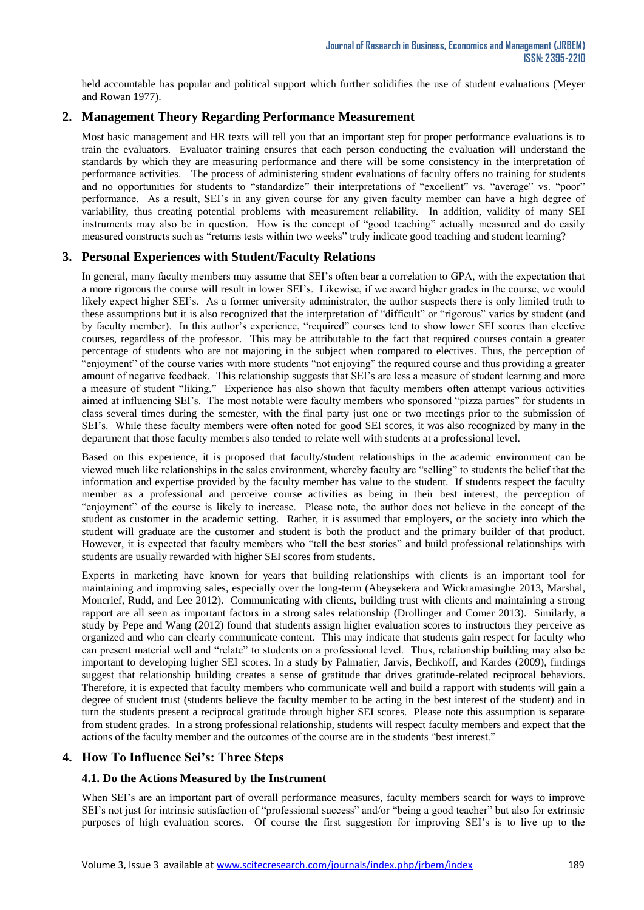held accountable has popular and political support which further solidifies the use of student evaluations (Meyer and Rowan 1977).

## 2. Management Theory Regarding Performance Measurement

Most basic management and HR texts will tell you that an important step for proper performance evaluations is to train the evaluators. Evaluator training ensures that each person conducting the evaluation will understand the standards by which they are measuring performance and there will be some consistency in the interpretation of performance activities. The process of administering student evaluations of faculty offers no training for students and no opportunities for students to "standardize" their interpretations of "excellent" vs. "average" vs. "poor" performance. As a result, SEI's in any given course for any given faculty member can have a high degree of variability, thus creating potential problems with measurement reliability. In addition, validity of many SEI instruments may also be in question. How is the concept of "good teaching" actually measured and do easily measured constructs such as "returns tests within two weeks" truly indicate good teaching and student learning?

## 3. Personal Experiences with Student/Faculty Relations

In general, many faculty members may assume that SEI's often bear a correlation to GPA, with the expectation that a more rigorous the course will result in lower SEI's. Likewise, if we award higher grades in the course, we would likely expect higher SEI's. As a former university administrator, the author suspects there is only limited truth to these assumptions but it is also recognized that the interpretation of "difficult" or "rigorous" varies by student (and by faculty member). In this author's experience, "required" courses tend to show lower SEI scores than elective courses, regardless of the professor. This may be attributable to the fact that required courses contain a greater percentage of students who are not majoring in the subject when compared to electives. Thus, the perception of "enjoyment" of the course varies with more students "not enjoying" the required course and thus providing a greater amount of negative feedback. This relationship suggests that SEI's are less a measure of student learning and more a measure of student "liking." Experience has also shown that faculty members often attempt various activities aimed at influencing SEI's. The most notable were faculty members who sponsored "pizza parties" for students in class several times during the semester, with the final party just one or two meetings prior to the submission of SEI's. While these faculty members were often noted for good SEI scores, it was also recognized by many in the department that those faculty members also tended to relate well with students at a professional level.

Based on this experience, it is proposed that faculty/student relationships in the academic environment can be viewed much like relationships in the sales environment, whereby faculty are "selling" to students the belief that the information and expertise provided by the faculty member has value to the student. If students respect the faculty member as a professional and perceive course activities as being in their best interest, the perception of "enjoyment" of the course is likely to increase. Please note, the author does not believe in the concept of the student as customer in the academic setting. Rather, it is assumed that employers, or the society into which the student will graduate are the customer and student is both the product and the primary builder of that product. However, it is expected that faculty members who "tell the best stories" and build professional relationships with students are usually rewarded with higher SEI scores from students.

Experts in marketing have known for years that building relationships with clients is an important tool for maintaining and improving sales, especially over the long-term (Abeysekera and Wickramasinghe 2013, Marshal, Moncrief, Rudd, and Lee 2012). Communicating with clients, building trust with clients and maintaining a strong rapport are all seen as important factors in a strong sales relationship (Drollinger and Comer 2013). Similarly, a study by Pepe and Wang (2012) found that students assign higher evaluation scores to instructors they perceive as organized and who can clearly communicate content. This may indicate that students gain respect for faculty who can present material well and "relate" to students on a professional level. Thus, relationship building may also be important to developing higher SEI scores. In a study by Palmatier, Jarvis, Bechkoff, and Kardes (2009), findings suggest that relationship building creates a sense of gratitude that drives gratitude-related reciprocal behaviors. Therefore, it is expected that faculty members who communicate well and build a rapport with students will gain a degree of student trust (students believe the faculty member to be acting in the best interest of the student) and in turn the students present a reciprocal gratitude through higher SEI scores. Please note this assumption is separate from student grades. In a strong professional relationship, students will respect faculty members and expect that the actions of the faculty member and the outcomes of the course are in the students "best interest."

## 4. How To Influence Sei's: Three Steps

### 4.1. Do the Actions Measured by the Instrument

When SEI's are an important part of overall performance measures, faculty members search for ways to improve SEI's not just for intrinsic satisfaction of "professional success" and/or "being a good teacher" but also for extrinsic purposes of high evaluation scores. Of course the first suggestion for improving SEI's is to live up to the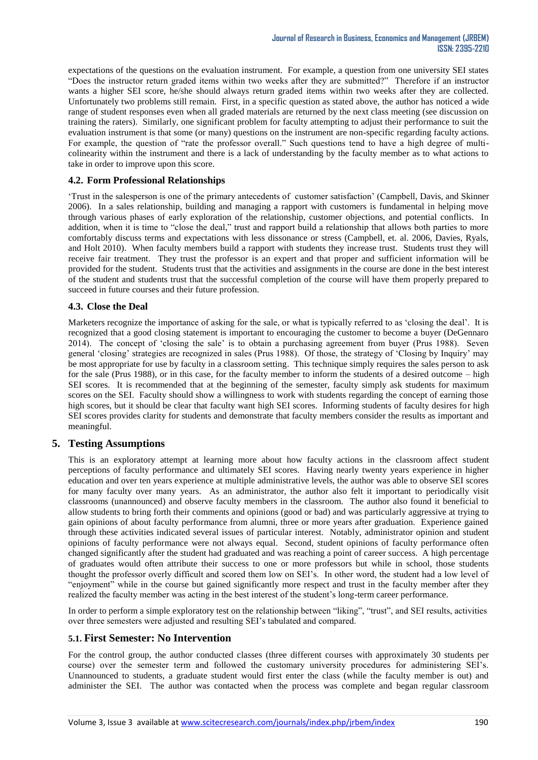expectations of the questions on the evaluation instrument. For example, a question from one university SEI states "Does the instructor return graded items within two weeks after they are submitted?" Therefore if an instructor wants a higher SEI score, he/she should always return graded items within two weeks after they are collected. Unfortunately two problems still remain. First, in a specific question as stated above, the author has noticed a wide range of student responses even when all graded materials are returned by the next class meeting (see discussion on training the raters). Similarly, one significant problem for faculty attempting to adjust their performance to suit the evaluation instrument is that some (or many) questions on the instrument are non-specific regarding faculty actions. For example, the question of "rate the professor overall." Such questions tend to have a high degree of multi-colinearity within the instrument and there is a lack of understanding by the faculty member as to what actions to take in order to improve upon this score.

### 4.2. Form Professional Relationships

'Trust in the salesperson is one of the primary antecedents of customer satisfaction' (Campbell, Davis, and Skinner 2006). In a sales relationship, building and managing a rapport with customers is fundamental in helping move through various phases of early exploration of the relationship, customer objections, and potential conflicts. In addition, when it is time to "close the deal," trust and rapport build a relationship that allows both parties to more comfortably discuss terms and expectations with less dissonance or stress (Campbell, et. al. 2006, Davies, Ryals, and Holt 2010). When faculty members build a rapport with students they increase trust. Students trust they will receive fair treatment. They trust the professor is an expert and that proper and sufficient information will be provided for the student. Students trust that the activities and assignments in the course are done in the best interest of the student and students trust that the successful completion of the course will have them properly prepared to succeed in future courses and their future profession.

### 4.3. Close the Deal

Marketers recognize the importance of asking for the sale, or what is typically referred to as 'closing the deal'. It is recognized that a good closing statement is important to encouraging the customer to become a buyer (DeGennaro 2014). The concept of 'closing the sale' is to obtain a purchasing agreement from buyer (Prus 1988). Seven general 'closing' strategies are recognized in sales (Prus 1988). Of those, the strategy of 'Closing by Inquiry' may be most appropriate for use by faculty in a classroom setting. This technique simply requires the sales person to ask for the sale (Prus 1988), or in this case, for the faculty member to inform the students of a desired outcome – high SEI scores. It is recommended that at the beginning of the semester, faculty simply ask students for maximum scores on the SEI. Faculty should show a willingness to work with students regarding the concept of earning those high scores, but it should be clear that faculty want high SEI scores. Informing students of faculty desires for high SEI scores provides clarity for students and demonstrate that faculty members consider the results as important and meaningful.

## 5. Testing Assumptions

This is an exploratory attempt at learning more about how faculty actions in the classroom affect student perceptions of faculty performance and ultimately SEI scores. Having nearly twenty years experience in higher education and over ten years experience at multiple administrative levels, the author was able to observe SEI scores for many faculty over many years. As an administrator, the author also felt it important to periodically visit classrooms (unannounced) and observe faculty members in the classroom. The author also found it beneficial to allow students to bring forth their comments and opinions (good or bad) and was particularly aggressive at trying to gain opinions of about faculty performance from alumni, three or more years after graduation. Experience gained through these activities indicated several issues of particular interest. Notably, administrator opinion and student opinions of faculty performance were not always equal. Second, student opinions of faculty performance often changed significantly after the student had graduated and was reaching a point of career success. A high percentage of graduates would often attribute their success to one or more professors but while in school, those students thought the professor overly difficult and scored them low on SEI's. In other word, the student had a low level of "enjoyment" while in the course but gained significantly more respect and trust in the faculty member after they realized the faculty member was acting in the best interest of the student's long-term career performance.

In order to perform a simple exploratory test on the relationship between "liking", "trust", and SEI results, activities over three semesters were adjusted and resulting SEI's tabulated and compared.

### 5.1. First Semester: No Intervention

For the control group, the author conducted classes (three different courses with approximately 30 students per course) over the semester term and followed the customary university procedures for administering SEI's. Unannounced to students, a graduate student would first enter the class (while the faculty member is out) and administer the SEI. The author was contacted when the process was complete and began regular classroom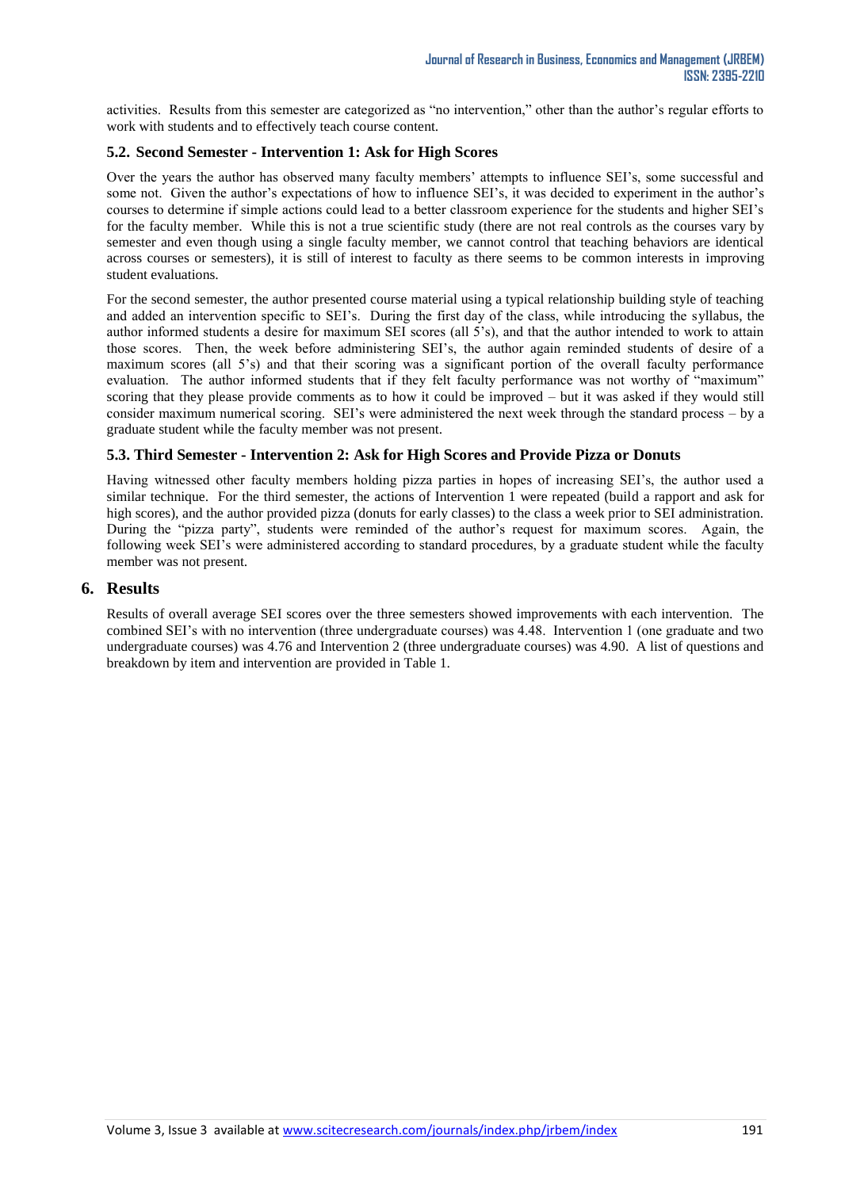activities. Results from this semester are categorized as "no intervention," other than the author's regular efforts to work with students and to effectively teach course content.

### 5.2. Second Semester - Intervention 1: Ask for High Scores

Over the years the author has observed many faculty members' attempts to influence SEI's, some successful and some not. Given the author's expectations of how to influence SEI's, it was decided to experiment in the author's courses to determine if simple actions could lead to a better classroom experience for the students and higher SEI's for the faculty member. While this is not a true scientific study (there are not real controls as the courses vary by semester and even though using a single faculty member, we cannot control that teaching behaviors are identical across courses or semesters), it is still of interest to faculty as there seems to be common interests in improving student evaluations.

For the second semester, the author presented course material using a typical relationship building style of teaching and added an intervention specific to SEI's. During the first day of the class, while introducing the syllabus, the author informed students a desire for maximum SEI scores (all 5's), and that the author intended to work to attain those scores. Then, the week before administering SEI's, the author again reminded students of desire of a maximum scores (all 5's) and that their scoring was a significant portion of the overall faculty performance evaluation. The author informed students that if they felt faculty performance was not worthy of "maximum" scoring that they please provide comments as to how it could be improved – but it was asked if they would still consider maximum numerical scoring. SEI's were administered the next week through the standard process – by a graduate student while the faculty member was not present.

### 5.3. Third Semester - Intervention 2: Ask for High Scores and Provide Pizza or Donuts

Having witnessed other faculty members holding pizza parties in hopes of increasing SEI's, the author used a similar technique. For the third semester, the actions of Intervention 1 were repeated (build a rapport and ask for high scores), and the author provided pizza (donuts for early classes) to the class a week prior to SEI administration. During the "pizza party", students were reminded of the author's request for maximum scores. Again, the following week SEI's were administered according to standard procedures, by a graduate student while the faculty member was not present.

## 6. Results

Results of overall average SEI scores over the three semesters showed improvements with each intervention. The combined SEI's with no intervention (three undergraduate courses) was 4.48. Intervention 1 (one graduate and two undergraduate courses) was 4.76 and Intervention 2 (three undergraduate courses) was 4.90. A list of questions and breakdown by item and intervention are provided in Table 1.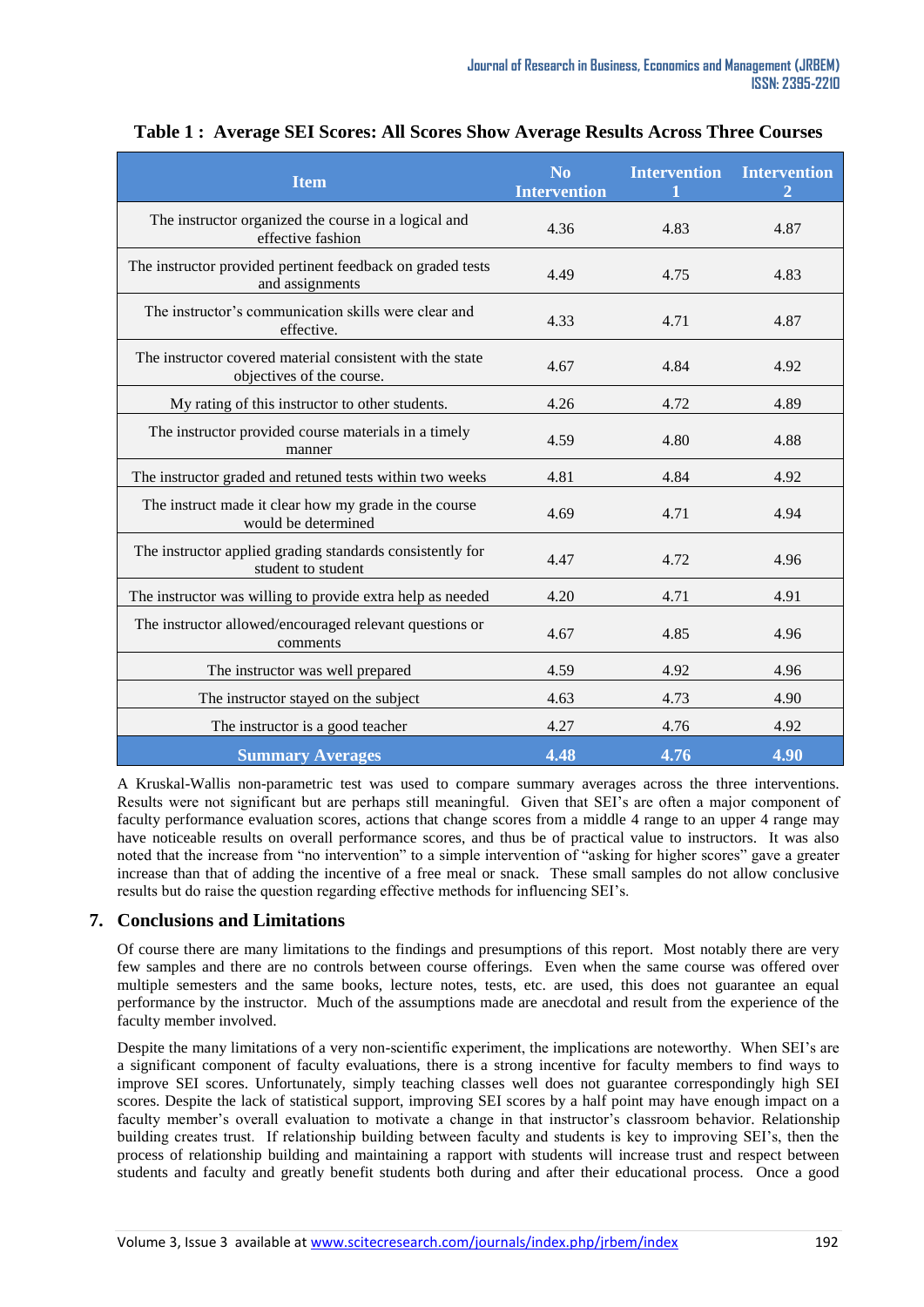**Table 1 : Average SEI Scores: All Scores Show Average Results Across Three Courses**

| Item | No Intervention | Intervention 1 | Intervention 2 |
|---|---|---|---|
| The instructor organized the course in a logical and effective fashion | 4.36 | 4.83 | 4.87 |
| The instructor provided pertinent feedback on graded tests and assignments | 4.49 | 4.75 | 4.83 |
| The instructor's communication skills were clear and effective. | 4.33 | 4.71 | 4.87 |
| The instructor covered material consistent with the state objectives of the course. | 4.67 | 4.84 | 4.92 |
| My rating of this instructor to other students. | 4.26 | 4.72 | 4.89 |
| The instructor provided course materials in a timely manner | 4.59 | 4.80 | 4.88 |
| The instructor graded and retuned tests within two weeks | 4.81 | 4.84 | 4.92 |
| The instruct made it clear how my grade in the course would be determined | 4.69 | 4.71 | 4.94 |
| The instructor applied grading standards consistently for student to student | 4.47 | 4.72 | 4.96 |
| The instructor was willing to provide extra help as needed | 4.20 | 4.71 | 4.91 |
| The instructor allowed/encouraged relevant questions or comments | 4.67 | 4.85 | 4.96 |
| The instructor was well prepared | 4.59 | 4.92 | 4.96 |
| The instructor stayed on the subject | 4.63 | 4.73 | 4.90 |
| The instructor is a good teacher | 4.27 | 4.76 | 4.92 |
| **Summary Averages** | **4.48** | **4.76** | **4.90** |

A Kruskal-Wallis non-parametric test was used to compare summary averages across the three interventions. Results were not significant but are perhaps still meaningful. Given that SEI's are often a major component of faculty performance evaluation scores, actions that change scores from a middle 4 range to an upper 4 range may have noticeable results on overall performance scores, and thus be of practical value to instructors. It was also noted that the increase from "no intervention" to a simple intervention of "asking for higher scores" gave a greater increase than that of adding the incentive of a free meal or snack. These small samples do not allow conclusive results but do raise the question regarding effective methods for influencing SEI's.

## 7. Conclusions and Limitations

Of course there are many limitations to the findings and presumptions of this report. Most notably there are very few samples and there are no controls between course offerings. Even when the same course was offered over multiple semesters and the same books, lecture notes, tests, etc. are used, this does not guarantee an equal performance by the instructor. Much of the assumptions made are anecdotal and result from the experience of the faculty member involved.

Despite the many limitations of a very non-scientific experiment, the implications are noteworthy. When SEI's are a significant component of faculty evaluations, there is a strong incentive for faculty members to find ways to improve SEI scores. Unfortunately, simply teaching classes well does not guarantee correspondingly high SEI scores. Despite the lack of statistical support, improving SEI scores by a half point may have enough impact on a faculty member's overall evaluation to motivate a change in that instructor's classroom behavior. Relationship building creates trust. If relationship building between faculty and students is key to improving SEI's, then the process of relationship building and maintaining a rapport with students will increase trust and respect between students and faculty and greatly benefit students both during and after their educational process. Once a good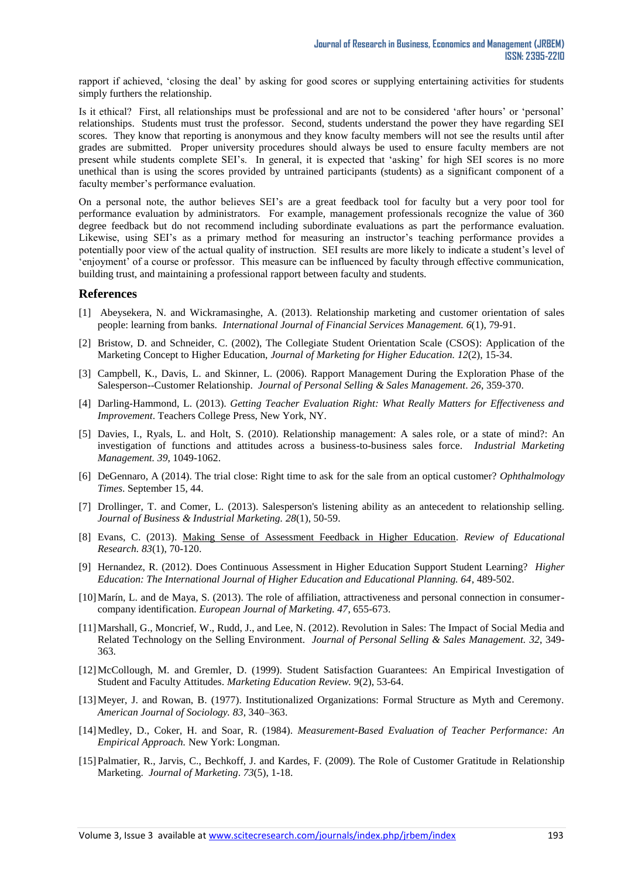rapport if achieved, 'closing the deal' by asking for good scores or supplying entertaining activities for students simply furthers the relationship.

Is it ethical? First, all relationships must be professional and are not to be considered 'after hours' or 'personal' relationships. Students must trust the professor. Second, students understand the power they have regarding SEI scores. They know that reporting is anonymous and they know faculty members will not see the results until after grades are submitted. Proper university procedures should always be used to ensure faculty members are not present while students complete SEI's. In general, it is expected that 'asking' for high SEI scores is no more unethical than is using the scores provided by untrained participants (students) as a significant component of a faculty member's performance evaluation.

On a personal note, the author believes SEI's are a great feedback tool for faculty but a very poor tool for performance evaluation by administrators. For example, management professionals recognize the value of 360 degree feedback but do not recommend including subordinate evaluations as part the performance evaluation. Likewise, using SEI's as a primary method for measuring an instructor's teaching performance provides a potentially poor view of the actual quality of instruction. SEI results are more likely to indicate a student's level of 'enjoyment' of a course or professor. This measure can be influenced by faculty through effective communication, building trust, and maintaining a professional rapport between faculty and students.

## References

[1] Abeysekera, N. and Wickramasinghe, A. (2013). Relationship marketing and customer orientation of sales people: learning from banks. *International Journal of Financial Services Management. 6*(1), 79-91.

[2] Bristow, D. and Schneider, C. (2002), The Collegiate Student Orientation Scale (CSOS): Application of the Marketing Concept to Higher Education, *Journal of Marketing for Higher Education. 12*(2), 15-34.

[3] Campbell, K., Davis, L. and Skinner, L. (2006). Rapport Management During the Exploration Phase of the Salesperson--Customer Relationship. *Journal of Personal Selling & Sales Management*. *26*, 359-370.

[4] Darling-Hammond, L. (2013). *Getting Teacher Evaluation Right: What Really Matters for Effectiveness and Improvement*. Teachers College Press, New York, NY.

[5] Davies, I., Ryals, L. and Holt, S. (2010). Relationship management: A sales role, or a state of mind?: An investigation of functions and attitudes across a business-to-business sales force. *Industrial Marketing Management. 39*, 1049-1062.

[6] DeGennaro, A (2014). The trial close: Right time to ask for the sale from an optical customer? *Ophthalmology Times*. September 15, 44.

[7] Drollinger, T. and Comer, L. (2013). Salesperson's listening ability as an antecedent to relationship selling. *Journal of Business & Industrial Marketing. 28*(1), 50-59.

[8] Evans, C. (2013). Making Sense of Assessment Feedback in Higher Education. *Review of Educational Research. 83*(1), 70-120.

[9] Hernandez, R. (2012). Does Continuous Assessment in Higher Education Support Student Learning? *Higher Education: The International Journal of Higher Education and Educational Planning. 64*, 489-502.

[10] Marín, L. and de Maya, S. (2013). The role of affiliation, attractiveness and personal connection in consumer-company identification. *European Journal of Marketing. 47*, 655-673.

[11] Marshall, G., Moncrief, W., Rudd, J., and Lee, N. (2012). Revolution in Sales: The Impact of Social Media and Related Technology on the Selling Environment. *Journal of Personal Selling & Sales Management. 32*, 349-363.

[12] McCollough, M. and Gremler, D. (1999). Student Satisfaction Guarantees: An Empirical Investigation of Student and Faculty Attitudes. *Marketing Education Review.* 9(2), 53-64.

[13] Meyer, J. and Rowan, B. (1977). Institutionalized Organizations: Formal Structure as Myth and Ceremony. *American Journal of Sociology. 83*, 340–363.

[14] Medley, D., Coker, H. and Soar, R. (1984). *Measurement-Based Evaluation of Teacher Performance: An Empirical Approach.* New York: Longman.

[15] Palmatier, R., Jarvis, C., Bechkoff, J. and Kardes, F. (2009). The Role of Customer Gratitude in Relationship Marketing. *Journal of Marketing*. *73*(5), 1-18.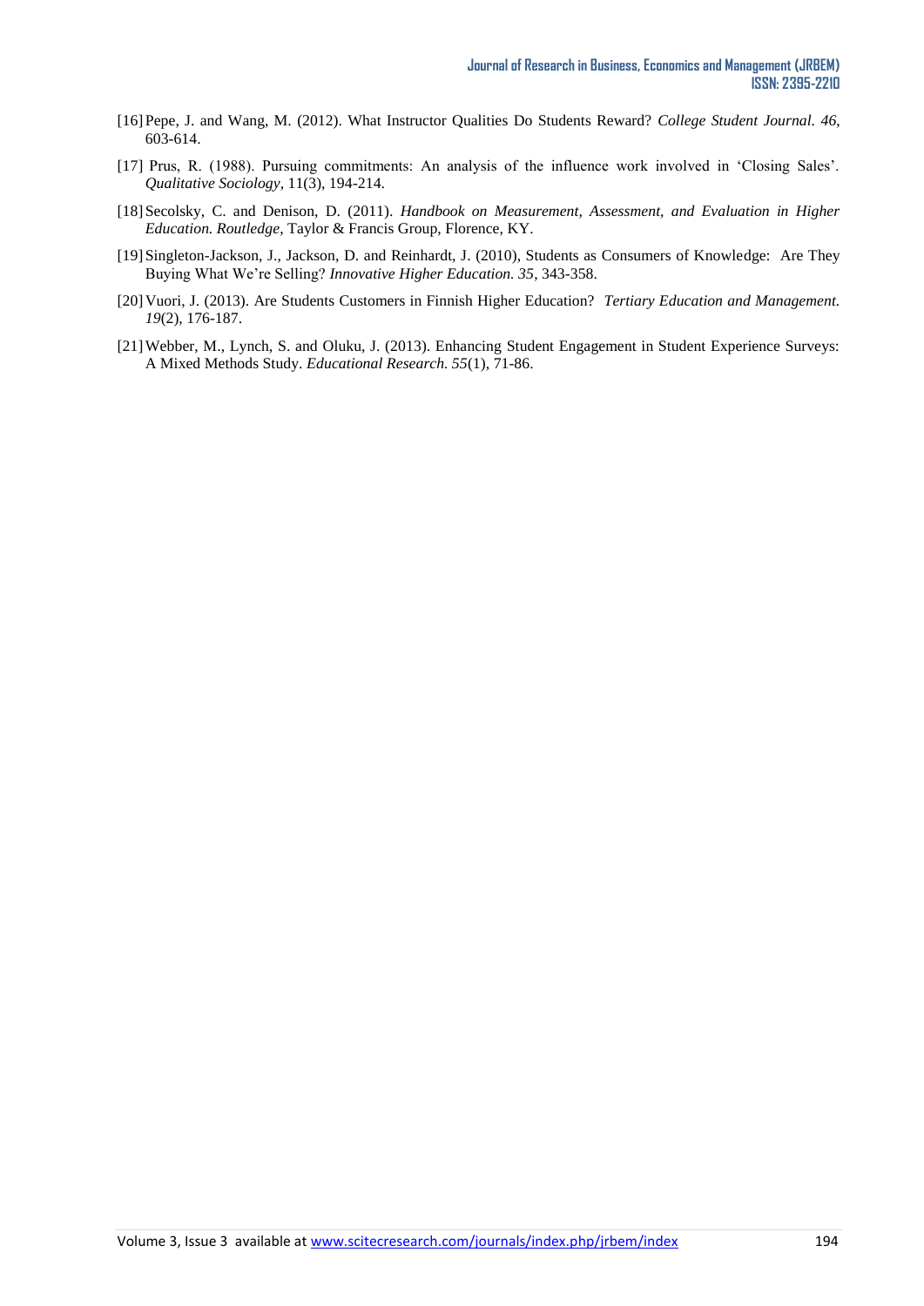[16] Pepe, J. and Wang, M. (2012). What Instructor Qualities Do Students Reward? *College Student Journal. 46*, 603-614.

[17] Prus, R. (1988). Pursuing commitments: An analysis of the influence work involved in 'Closing Sales'. *Qualitative Sociology*, 11(3), 194-214.

[18] Secolsky, C. and Denison, D. (2011). *Handbook on Measurement, Assessment, and Evaluation in Higher Education. Routledge*, Taylor & Francis Group, Florence, KY.

[19] Singleton-Jackson, J., Jackson, D. and Reinhardt, J. (2010), Students as Consumers of Knowledge: Are They Buying What We're Selling? *Innovative Higher Education. 35*, 343-358.

[20] Vuori, J. (2013). Are Students Customers in Finnish Higher Education? *Tertiary Education and Management. 19*(2), 176-187.

[21] Webber, M., Lynch, S. and Oluku, J. (2013). Enhancing Student Engagement in Student Experience Surveys: A Mixed Methods Study. *Educational Research. 55*(1), 71-86.